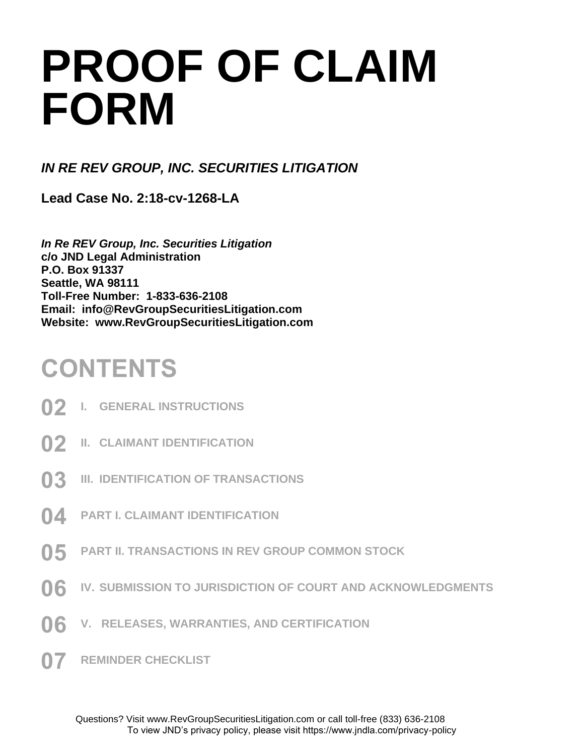# PROOF OF CLAIM FORM

***IN RE REV GROUP, INC. SECURITIES LITIGATION***

**Lead Case No. 2:18-cv-1268-LA**

***In Re REV Group, Inc. Securities Litigation***
**c/o JND Legal Administration**
**P.O. Box 91337**
**Seattle, WA 98111**
**Toll-Free Number: 1-833-636-2108**
**Email: info@RevGroupSecuritiesLitigation.com**
**Website: www.RevGroupSecuritiesLitigation.com**

## CONTENTS

| | |
|---|---|
| 02 | I. GENERAL INSTRUCTIONS |
| 02 | II. CLAIMANT IDENTIFICATION |
| 03 | III. IDENTIFICATION OF TRANSACTIONS |
| 04 | PART I. CLAIMANT IDENTIFICATION |
| 05 | PART II. TRANSACTIONS IN REV GROUP COMMON STOCK |
| 06 | IV. SUBMISSION TO JURISDICTION OF COURT AND ACKNOWLEDGMENTS |
| 06 | V. RELEASES, WARRANTIES, AND CERTIFICATION |
| 07 | REMINDER CHECKLIST |

Questions? Visit www.RevGroupSecuritiesLitigation.com or call toll-free (833) 636-2108
To view JND's privacy policy, please visit https://www.jndla.com/privacy-policy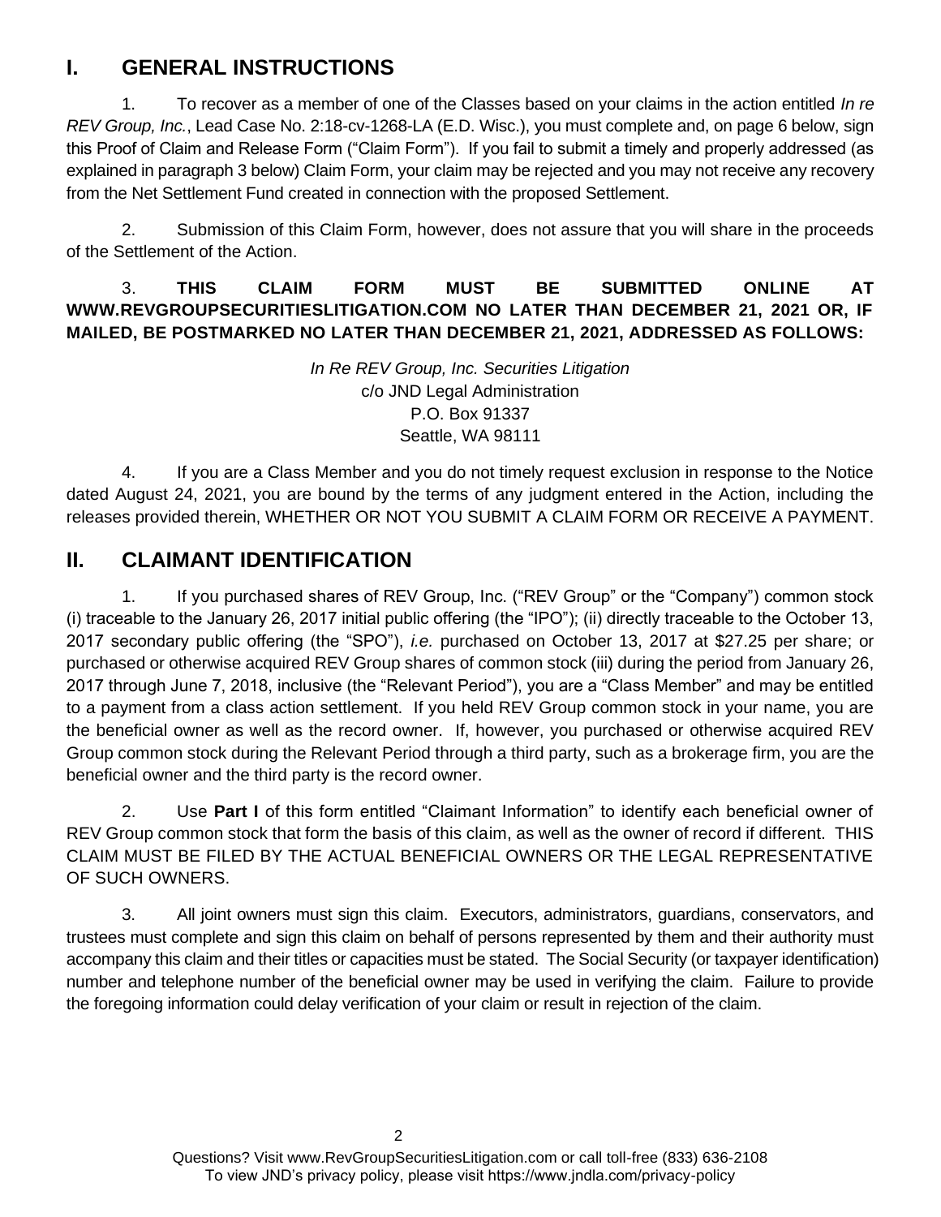## I. GENERAL INSTRUCTIONS

1. To recover as a member of one of the Classes based on your claims in the action entitled *In re REV Group, Inc.*, Lead Case No. 2:18-cv-1268-LA (E.D. Wisc.), you must complete and, on page 6 below, sign this Proof of Claim and Release Form ("Claim Form"). If you fail to submit a timely and properly addressed (as explained in paragraph 3 below) Claim Form, your claim may be rejected and you may not receive any recovery from the Net Settlement Fund created in connection with the proposed Settlement.

2. Submission of this Claim Form, however, does not assure that you will share in the proceeds of the Settlement of the Action.

3. **THIS CLAIM FORM MUST BE SUBMITTED ONLINE AT WWW.REVGROUPSECURITIESLITIGATION.COM NO LATER THAN DECEMBER 21, 2021 OR, IF MAILED, BE POSTMARKED NO LATER THAN DECEMBER 21, 2021, ADDRESSED AS FOLLOWS:**

*In Re REV Group, Inc. Securities Litigation*
c/o JND Legal Administration
P.O. Box 91337
Seattle, WA 98111

4. If you are a Class Member and you do not timely request exclusion in response to the Notice dated August 24, 2021, you are bound by the terms of any judgment entered in the Action, including the releases provided therein, WHETHER OR NOT YOU SUBMIT A CLAIM FORM OR RECEIVE A PAYMENT.

## II. CLAIMANT IDENTIFICATION

1. If you purchased shares of REV Group, Inc. ("REV Group" or the "Company") common stock (i) traceable to the January 26, 2017 initial public offering (the "IPO"); (ii) directly traceable to the October 13, 2017 secondary public offering (the "SPO"), *i.e.* purchased on October 13, 2017 at $27.25 per share; or purchased or otherwise acquired REV Group shares of common stock (iii) during the period from January 26, 2017 through June 7, 2018, inclusive (the "Relevant Period"), you are a "Class Member" and may be entitled to a payment from a class action settlement. If you held REV Group common stock in your name, you are the beneficial owner as well as the record owner. If, however, you purchased or otherwise acquired REV Group common stock during the Relevant Period through a third party, such as a brokerage firm, you are the beneficial owner and the third party is the record owner.

2. Use **Part I** of this form entitled "Claimant Information" to identify each beneficial owner of REV Group common stock that form the basis of this claim, as well as the owner of record if different. THIS CLAIM MUST BE FILED BY THE ACTUAL BENEFICIAL OWNERS OR THE LEGAL REPRESENTATIVE OF SUCH OWNERS.

3. All joint owners must sign this claim. Executors, administrators, guardians, conservators, and trustees must complete and sign this claim on behalf of persons represented by them and their authority must accompany this claim and their titles or capacities must be stated. The Social Security (or taxpayer identification) number and telephone number of the beneficial owner may be used in verifying the claim. Failure to provide the foregoing information could delay verification of your claim or result in rejection of the claim.

Questions? Visit www.RevGroupSecuritiesLitigation.com or call toll-free (833) 636-2108
To view JND's privacy policy, please visit https://www.jndla.com/privacy-policy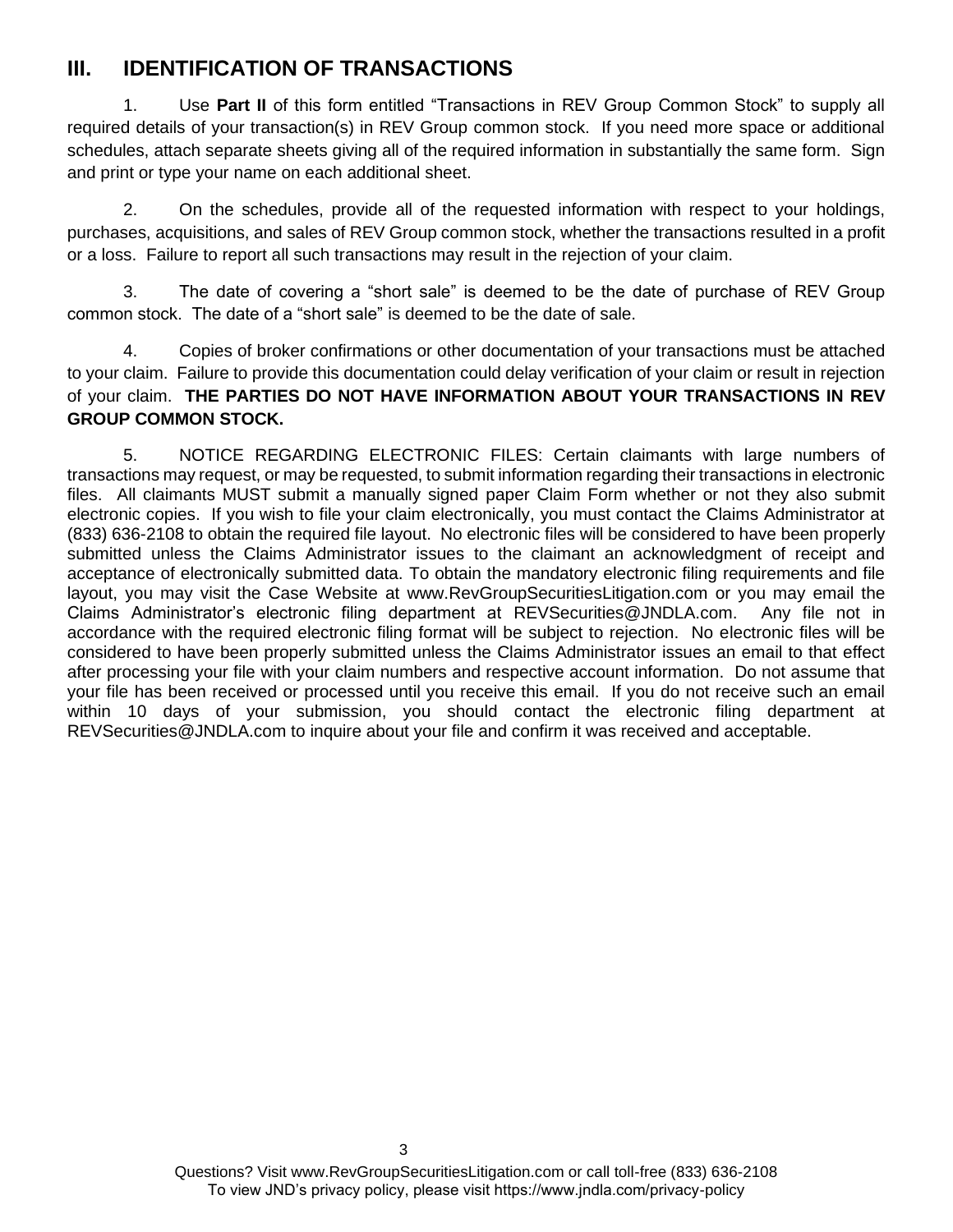## III. IDENTIFICATION OF TRANSACTIONS

1. Use **Part II** of this form entitled "Transactions in REV Group Common Stock" to supply all required details of your transaction(s) in REV Group common stock. If you need more space or additional schedules, attach separate sheets giving all of the required information in substantially the same form. Sign and print or type your name on each additional sheet.

2. On the schedules, provide all of the requested information with respect to your holdings, purchases, acquisitions, and sales of REV Group common stock, whether the transactions resulted in a profit or a loss. Failure to report all such transactions may result in the rejection of your claim.

3. The date of covering a "short sale" is deemed to be the date of purchase of REV Group common stock. The date of a "short sale" is deemed to be the date of sale.

4. Copies of broker confirmations or other documentation of your transactions must be attached to your claim. Failure to provide this documentation could delay verification of your claim or result in rejection of your claim. **THE PARTIES DO NOT HAVE INFORMATION ABOUT YOUR TRANSACTIONS IN REV GROUP COMMON STOCK.**

5. NOTICE REGARDING ELECTRONIC FILES: Certain claimants with large numbers of transactions may request, or may be requested, to submit information regarding their transactions in electronic files. All claimants MUST submit a manually signed paper Claim Form whether or not they also submit electronic copies. If you wish to file your claim electronically, you must contact the Claims Administrator at (833) 636-2108 to obtain the required file layout. No electronic files will be considered to have been properly submitted unless the Claims Administrator issues to the claimant an acknowledgment of receipt and acceptance of electronically submitted data. To obtain the mandatory electronic filing requirements and file layout, you may visit the Case Website at www.RevGroupSecuritiesLitigation.com or you may email the Claims Administrator's electronic filing department at REVSecurities@JNDLA.com. Any file not in accordance with the required electronic filing format will be subject to rejection. No electronic files will be considered to have been properly submitted unless the Claims Administrator issues an email to that effect after processing your file with your claim numbers and respective account information. Do not assume that your file has been received or processed until you receive this email. If you do not receive such an email within 10 days of your submission, you should contact the electronic filing department at REVSecurities@JNDLA.com to inquire about your file and confirm it was received and acceptable.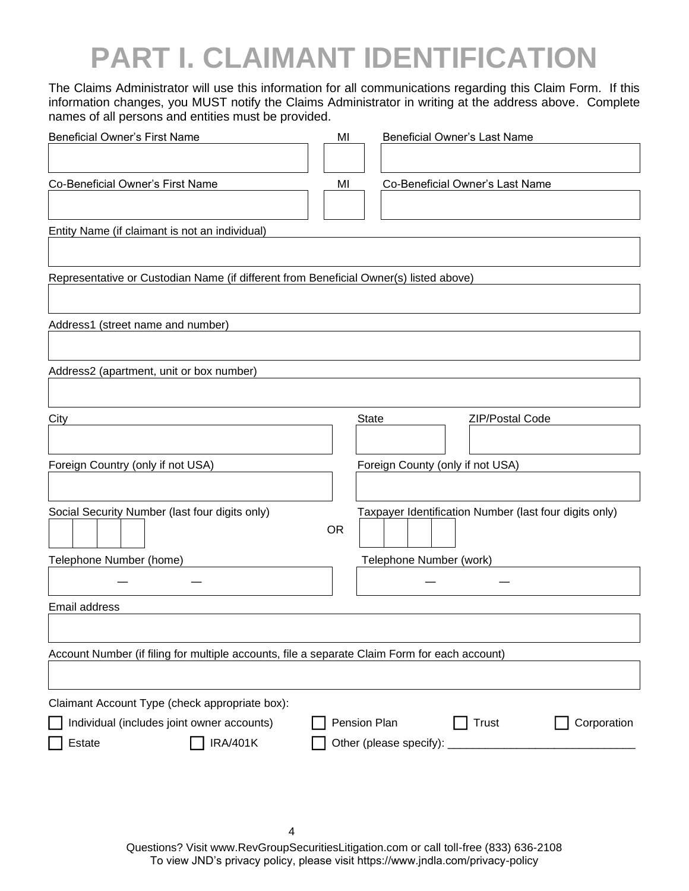# PART I. CLAIMANT IDENTIFICATION

The Claims Administrator will use this information for all communications regarding this Claim Form. If this information changes, you MUST notify the Claims Administrator in writing at the address above. Complete names of all persons and entities must be provided.

Beneficial Owner's First Name ______ MI ______ Beneficial Owner's Last Name ______

Co-Beneficial Owner's First Name ______ MI ______ Co-Beneficial Owner's Last Name ______

Entity Name (if claimant is not an individual) ______

Representative or Custodian Name (if different from Beneficial Owner(s) listed above) ______

Address1 (street name and number) ______

Address2 (apartment, unit or box number) ______

City ______ State ______ ZIP/Postal Code ______

Foreign Country (only if not USA) ______ Foreign County (only if not USA) ______

Social Security Number (last four digits only) ☐☐☐☐ OR Taxpayer Identification Number (last four digits only) ☐☐☐☐

Telephone Number (home) ___ — ___ — ___ Telephone Number (work) ___ — ___ — ___

Email address ______

Account Number (if filing for multiple accounts, file a separate Claim Form for each account) ______

Claimant Account Type (check appropriate box):

☐ Individual (includes joint owner accounts) ☐ Pension Plan ☐ Trust ☐ Corporation

☐ Estate ☐ IRA/401K ☐ Other (please specify): ______________________________

Questions? Visit www.RevGroupSecuritiesLitigation.com or call toll-free (833) 636-2108
To view JND's privacy policy, please visit https://www.jndla.com/privacy-policy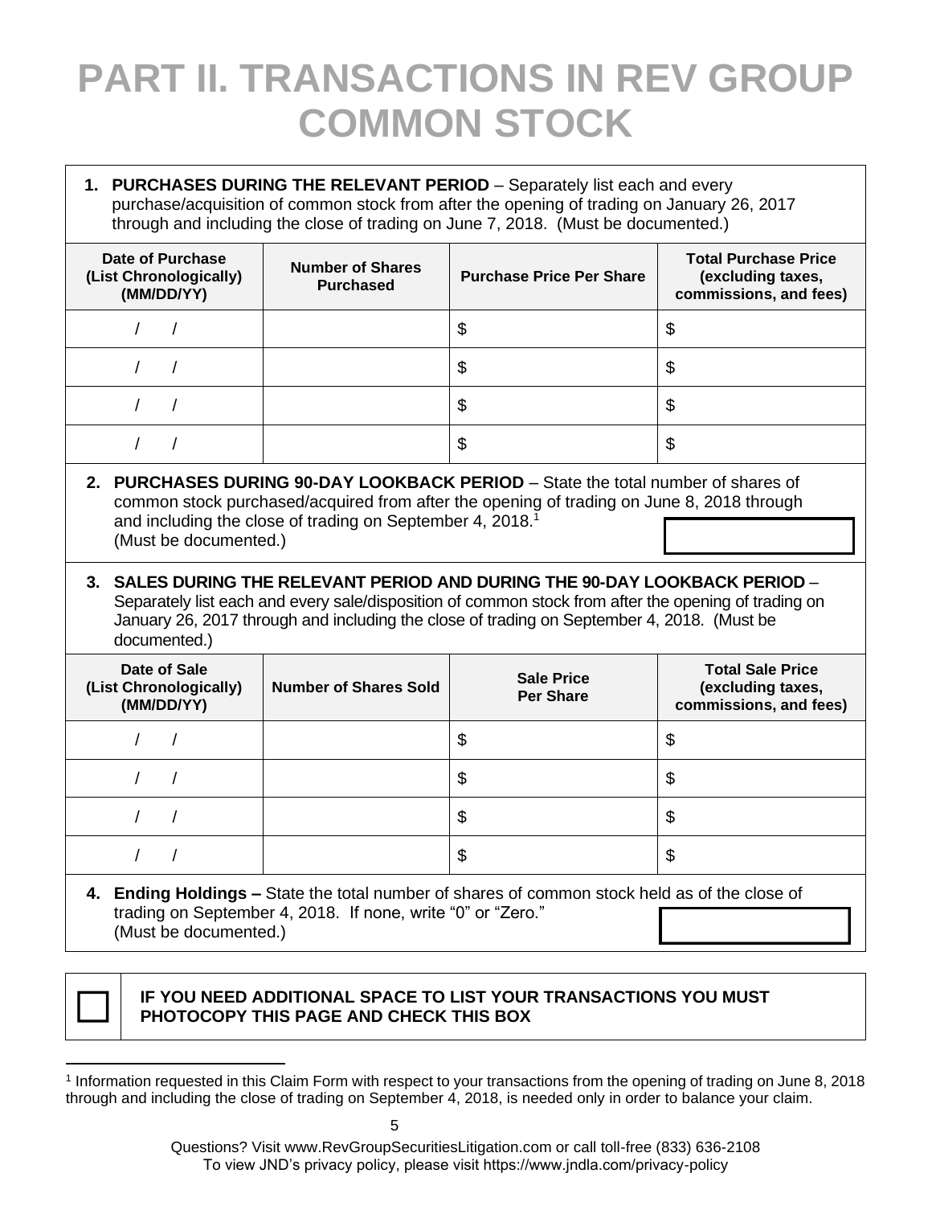# PART II. TRANSACTIONS IN REV GROUP COMMON STOCK

**1. PURCHASES DURING THE RELEVANT PERIOD** – Separately list each and every purchase/acquisition of common stock from after the opening of trading on January 26, 2017 through and including the close of trading on June 7, 2018. (Must be documented.)

| Date of Purchase (List Chronologically) (MM/DD/YY) | Number of Shares Purchased | Purchase Price Per Share | Total Purchase Price (excluding taxes, commissions, and fees) |
|---|---|---|---|
| / / | | $ | $ |
| / / | | $ | $ |
| / / | | $ | $ |
| / / | | $ | $ |

**2. PURCHASES DURING 90-DAY LOOKBACK PERIOD** – State the total number of shares of common stock purchased/acquired from after the opening of trading on June 8, 2018 through and including the close of trading on September 4, 2018.[1] (Must be documented.)

**3. SALES DURING THE RELEVANT PERIOD AND DURING THE 90-DAY LOOKBACK PERIOD** – Separately list each and every sale/disposition of common stock from after the opening of trading on January 26, 2017 through and including the close of trading on September 4, 2018. (Must be documented.)

| Date of Sale (List Chronologically) (MM/DD/YY) | Number of Shares Sold | Sale Price Per Share | Total Sale Price (excluding taxes, commissions, and fees) |
|---|---|---|---|
| / / | | $ | $ |
| / / | | $ | $ |
| / / | | $ | $ |
| / / | | $ | $ |

**4. Ending Holdings –** State the total number of shares of common stock held as of the close of trading on September 4, 2018. If none, write "0" or "Zero." (Must be documented.)

☐ **IF YOU NEED ADDITIONAL SPACE TO LIST YOUR TRANSACTIONS YOU MUST PHOTOCOPY THIS PAGE AND CHECK THIS BOX**

[1] Information requested in this Claim Form with respect to your transactions from the opening of trading on June 8, 2018 through and including the close of trading on September 4, 2018, is needed only in order to balance your claim.

Questions? Visit www.RevGroupSecuritiesLitigation.com or call toll-free (833) 636-2108
To view JND's privacy policy, please visit https://www.jndla.com/privacy-policy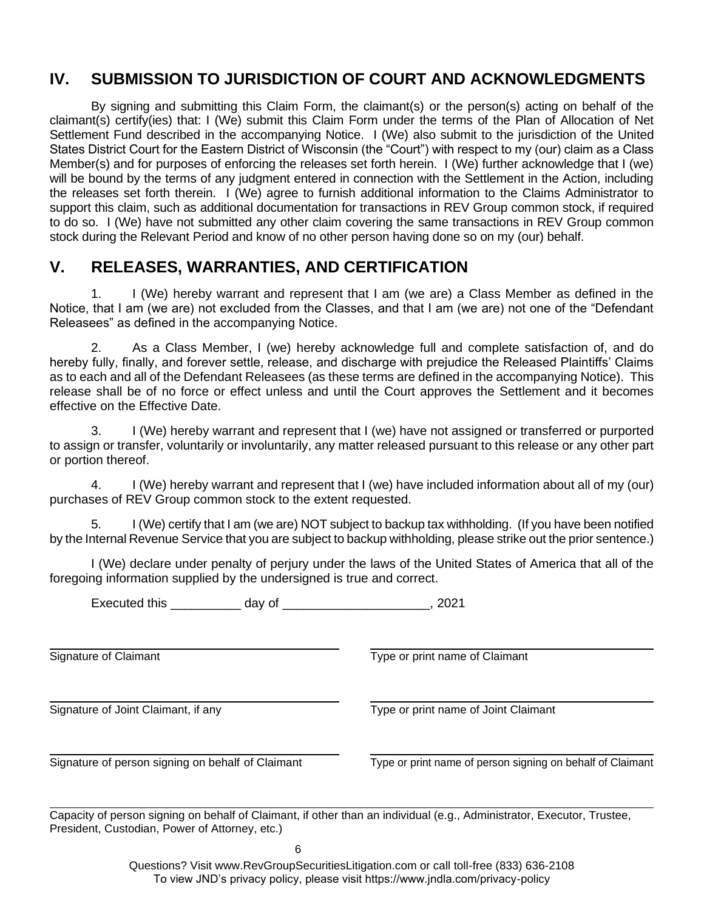## IV. SUBMISSION TO JURISDICTION OF COURT AND ACKNOWLEDGMENTS

By signing and submitting this Claim Form, the claimant(s) or the person(s) acting on behalf of the claimant(s) certify(ies) that: I (We) submit this Claim Form under the terms of the Plan of Allocation of Net Settlement Fund described in the accompanying Notice. I (We) also submit to the jurisdiction of the United States District Court for the Eastern District of Wisconsin (the "Court") with respect to my (our) claim as a Class Member(s) and for purposes of enforcing the releases set forth herein. I (We) further acknowledge that I (we) will be bound by the terms of any judgment entered in connection with the Settlement in the Action, including the releases set forth therein. I (We) agree to furnish additional information to the Claims Administrator to support this claim, such as additional documentation for transactions in REV Group common stock, if required to do so. I (We) have not submitted any other claim covering the same transactions in REV Group common stock during the Relevant Period and know of no other person having done so on my (our) behalf.

## V. RELEASES, WARRANTIES, AND CERTIFICATION

1. I (We) hereby warrant and represent that I am (we are) a Class Member as defined in the Notice, that I am (we are) not excluded from the Classes, and that I am (we are) not one of the "Defendant Releasees" as defined in the accompanying Notice.

2. As a Class Member, I (we) hereby acknowledge full and complete satisfaction of, and do hereby fully, finally, and forever settle, release, and discharge with prejudice the Released Plaintiffs' Claims as to each and all of the Defendant Releasees (as these terms are defined in the accompanying Notice). This release shall be of no force or effect unless and until the Court approves the Settlement and it becomes effective on the Effective Date.

3. I (We) hereby warrant and represent that I (we) have not assigned or transferred or purported to assign or transfer, voluntarily or involuntarily, any matter released pursuant to this release or any other part or portion thereof.

4. I (We) hereby warrant and represent that I (we) have included information about all of my (our) purchases of REV Group common stock to the extent requested.

5. I (We) certify that I am (we are) NOT subject to backup tax withholding. (If you have been notified by the Internal Revenue Service that you are subject to backup withholding, please strike out the prior sentence.)

I (We) declare under penalty of perjury under the laws of the United States of America that all of the foregoing information supplied by the undersigned is true and correct.

Executed this __________ day of ____________________, 2021

| | |
|---|---|
| Signature of Claimant | Type or print name of Claimant |
| Signature of Joint Claimant, if any | Type or print name of Joint Claimant |
| Signature of person signing on behalf of Claimant | Type or print name of person signing on behalf of Claimant |

______________________________________________________________________

Capacity of person signing on behalf of Claimant, if other than an individual (e.g., Administrator, Executor, Trustee, President, Custodian, Power of Attorney, etc.)

Questions? Visit www.RevGroupSecuritiesLitigation.com or call toll-free (833) 636-2108
To view JND's privacy policy, please visit https://www.jndla.com/privacy-policy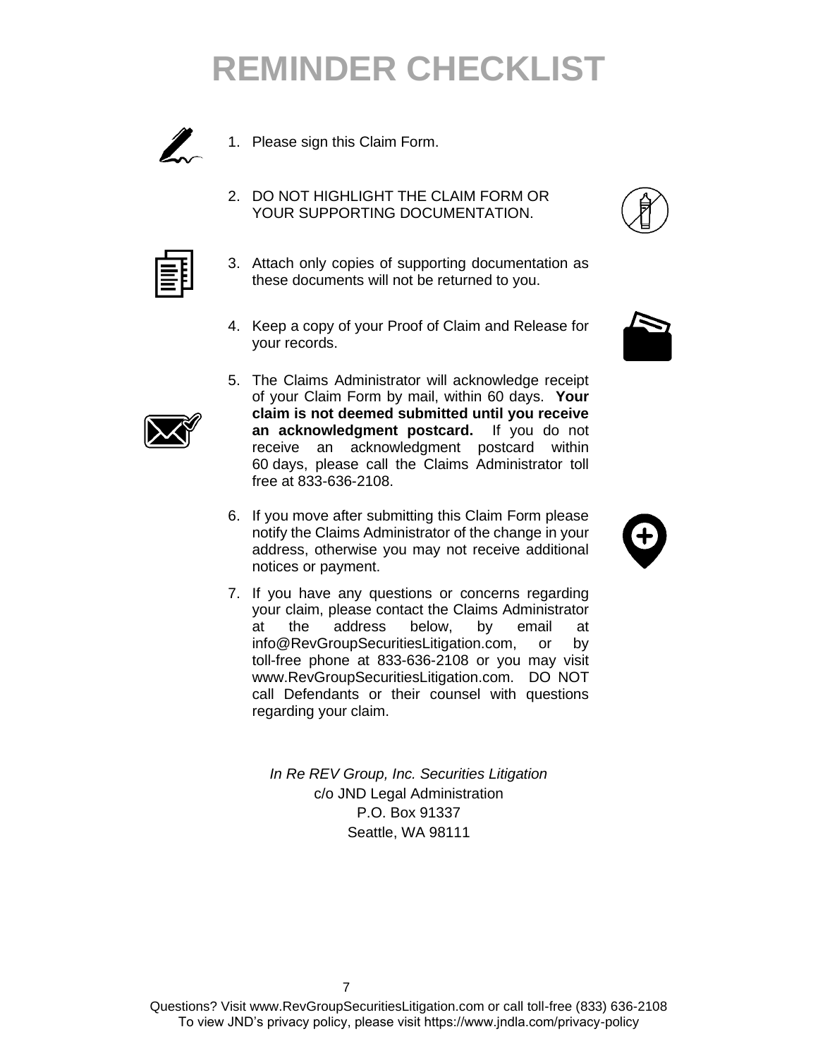# REMINDER CHECKLIST

1. Please sign this Claim Form.
2. DO NOT HIGHLIGHT THE CLAIM FORM OR YOUR SUPPORTING DOCUMENTATION.
3. Attach only copies of supporting documentation as these documents will not be returned to you.
4. Keep a copy of your Proof of Claim and Release for your records.
5. The Claims Administrator will acknowledge receipt of your Claim Form by mail, within 60 days. **Your claim is not deemed submitted until you receive an acknowledgment postcard.** If you do not receive an acknowledgment postcard within 60 days, please call the Claims Administrator toll free at 833-636-2108.
6. If you move after submitting this Claim Form please notify the Claims Administrator of the change in your address, otherwise you may not receive additional notices or payment.
7. If you have any questions or concerns regarding your claim, please contact the Claims Administrator at the address below, by email at info@RevGroupSecuritiesLitigation.com, or by toll-free phone at 833-636-2108 or you may visit www.RevGroupSecuritiesLitigation.com. DO NOT call Defendants or their counsel with questions regarding your claim.

*In Re REV Group, Inc. Securities Litigation*
c/o JND Legal Administration
P.O. Box 91337
Seattle, WA 98111

Questions? Visit www.RevGroupSecuritiesLitigation.com or call toll-free (833) 636-2108
To view JND's privacy policy, please visit https://www.jndla.com/privacy-policy